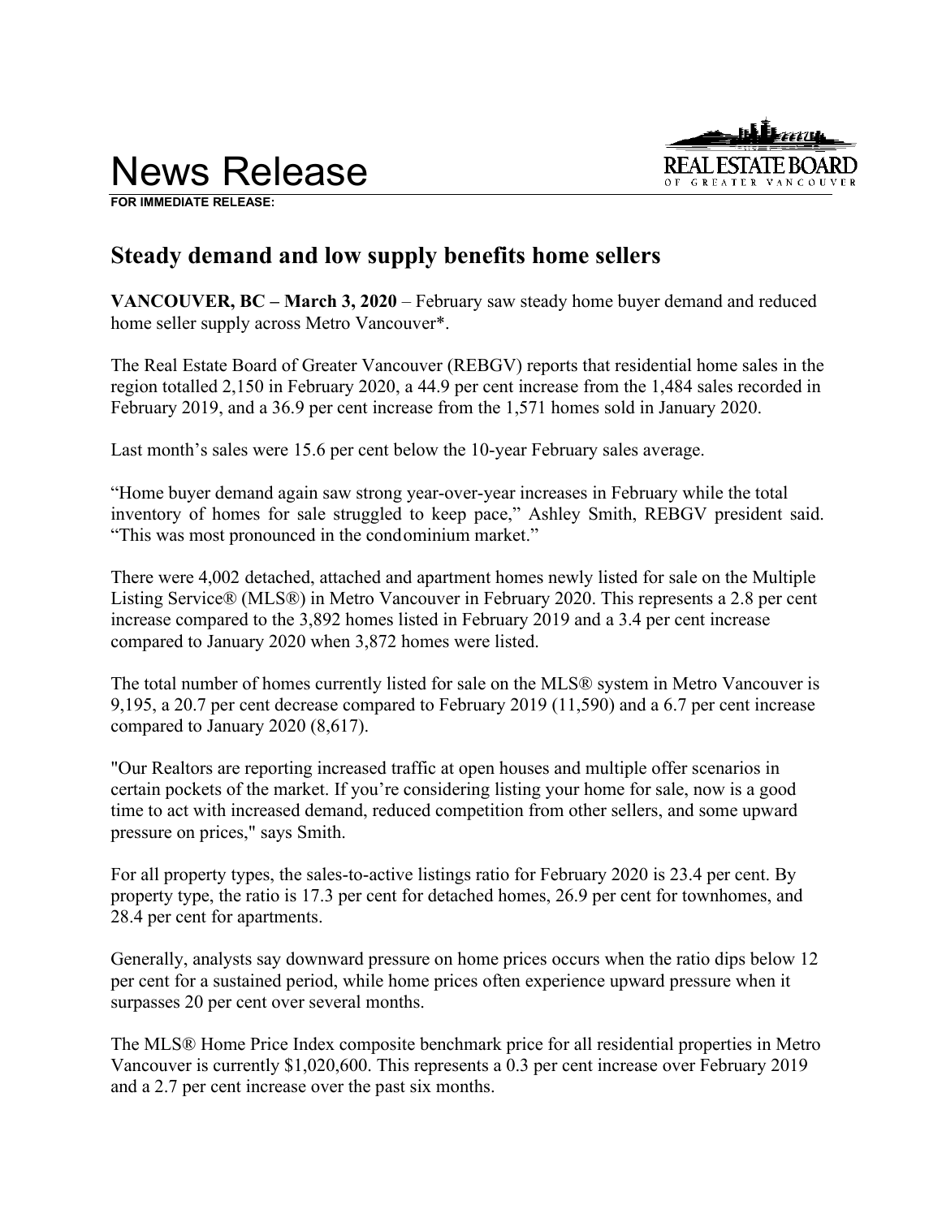# News Release

**FOR IMMEDIATE RELEASE:**

## Steady demand and low supply benefits home sellers

**VANCOUVER, BC – March 3, 2020** – February saw steady home buyer demand and reduced home seller supply across Metro Vancouver*.

The Real Estate Board of Greater Vancouver (REBGV) reports that residential home sales in the region totalled 2,150 in February 2020, a 44.9 per cent increase from the 1,484 sales recorded in February 2019, and a 36.9 per cent increase from the 1,571 homes sold in January 2020.

Last month's sales were 15.6 per cent below the 10-year February sales average.

"Home buyer demand again saw strong year-over-year increases in February while the total inventory of homes for sale struggled to keep pace," Ashley Smith, REBGV president said. "This was most pronounced in the condominium market."

There were 4,002 detached, attached and apartment homes newly listed for sale on the Multiple Listing Service® (MLS®) in Metro Vancouver in February 2020. This represents a 2.8 per cent increase compared to the 3,892 homes listed in February 2019 and a 3.4 per cent increase compared to January 2020 when 3,872 homes were listed.

The total number of homes currently listed for sale on the MLS® system in Metro Vancouver is 9,195, a 20.7 per cent decrease compared to February 2019 (11,590) and a 6.7 per cent increase compared to January 2020 (8,617).

"Our Realtors are reporting increased traffic at open houses and multiple offer scenarios in certain pockets of the market. If you're considering listing your home for sale, now is a good time to act with increased demand, reduced competition from other sellers, and some upward pressure on prices," says Smith.

For all property types, the sales-to-active listings ratio for February 2020 is 23.4 per cent. By property type, the ratio is 17.3 per cent for detached homes, 26.9 per cent for townhomes, and 28.4 per cent for apartments.

Generally, analysts say downward pressure on home prices occurs when the ratio dips below 12 per cent for a sustained period, while home prices often experience upward pressure when it surpasses 20 per cent over several months.

The MLS® Home Price Index composite benchmark price for all residential properties in Metro Vancouver is currently $1,020,600. This represents a 0.3 per cent increase over February 2019 and a 2.7 per cent increase over the past six months.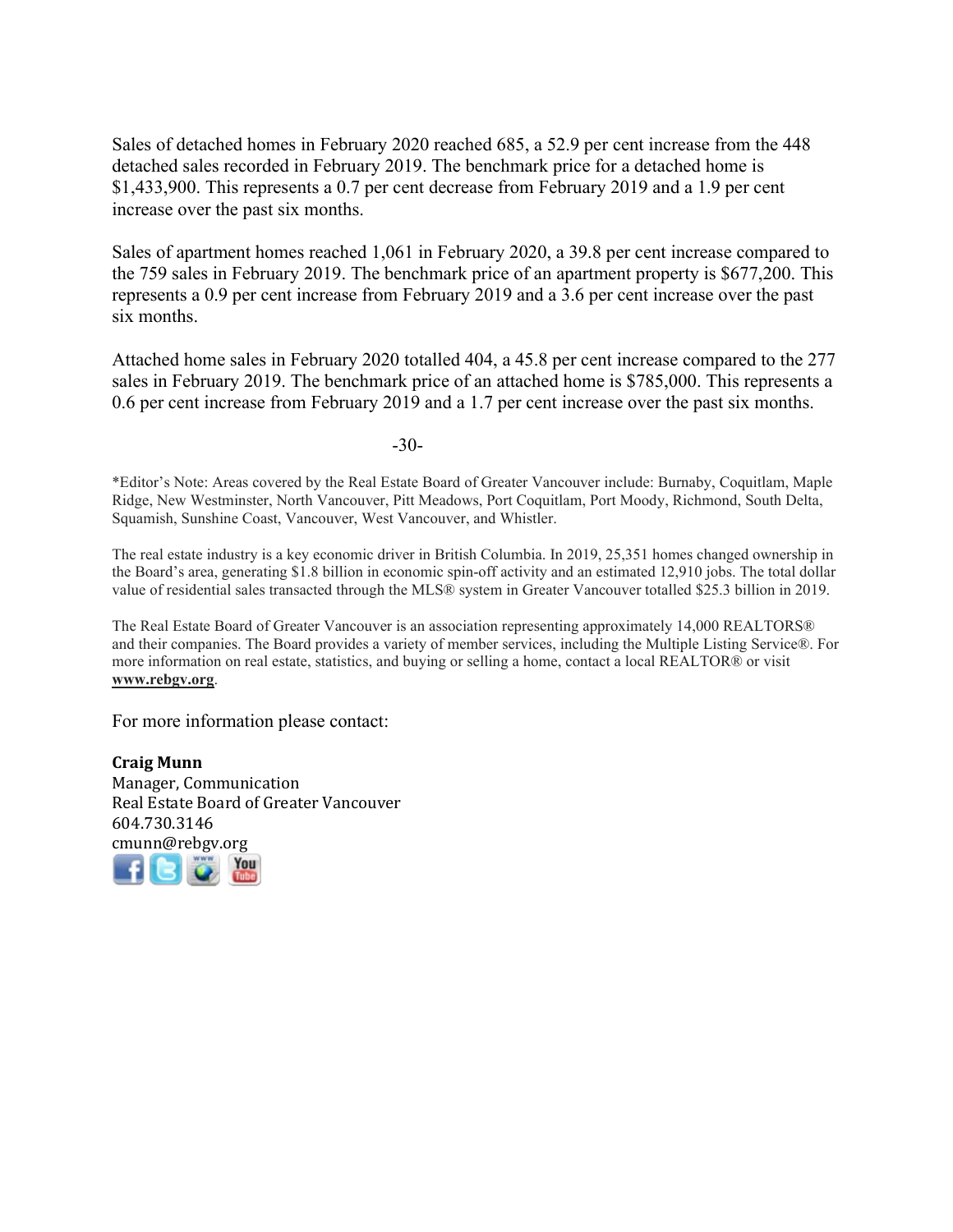Sales of detached homes in February 2020 reached 685, a 52.9 per cent increase from the 448 detached sales recorded in February 2019. The benchmark price for a detached home is $1,433,900. This represents a 0.7 per cent decrease from February 2019 and a 1.9 per cent increase over the past six months.

Sales of apartment homes reached 1,061 in February 2020, a 39.8 per cent increase compared to the 759 sales in February 2019. The benchmark price of an apartment property is $677,200. This represents a 0.9 per cent increase from February 2019 and a 3.6 per cent increase over the past six months.

Attached home sales in February 2020 totalled 404, a 45.8 per cent increase compared to the 277 sales in February 2019. The benchmark price of an attached home is $785,000. This represents a 0.6 per cent increase from February 2019 and a 1.7 per cent increase over the past six months.

-30-

*Editor's Note: Areas covered by the Real Estate Board of Greater Vancouver include: Burnaby, Coquitlam, Maple Ridge, New Westminster, North Vancouver, Pitt Meadows, Port Coquitlam, Port Moody, Richmond, South Delta, Squamish, Sunshine Coast, Vancouver, West Vancouver, and Whistler.

The real estate industry is a key economic driver in British Columbia. In 2019, 25,351 homes changed ownership in the Board's area, generating $1.8 billion in economic spin-off activity and an estimated 12,910 jobs. The total dollar value of residential sales transacted through the MLS® system in Greater Vancouver totalled $25.3 billion in 2019.

The Real Estate Board of Greater Vancouver is an association representing approximately 14,000 REALTORS® and their companies. The Board provides a variety of member services, including the Multiple Listing Service®. For more information on real estate, statistics, and buying or selling a home, contact a local REALTOR® or visit **www.rebgv.org**.

For more information please contact:

**Craig Munn**
Manager, Communication
Real Estate Board of Greater Vancouver
604.730.3146
cmunn@rebgv.org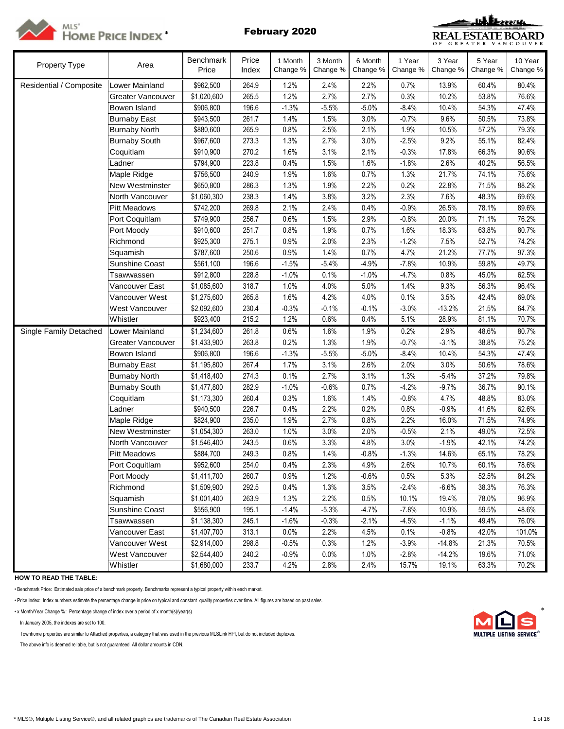# MLS® HOME PRICE INDEX*

## February 2020

| Property Type | Area | Benchmark Price | Price Index | 1 Month Change % | 3 Month Change % | 6 Month Change % | 1 Year Change % | 3 Year Change % | 5 Year Change % | 10 Year Change % |
|---|---|---|---|---|---|---|---|---|---|---|
| Residential / Composite | Lower Mainland | $962,500 | 264.9 | 1.2% | 2.4% | 2.2% | 0.7% | 13.9% | 60.4% | 80.4% |
| | Greater Vancouver | $1,020,600 | 265.5 | 1.2% | 2.7% | 2.7% | 0.3% | 10.2% | 53.8% | 76.6% |
| | Bowen Island | $906,800 | 196.6 | -1.3% | -5.5% | -5.0% | -8.4% | 10.4% | 54.3% | 47.4% |
| | Burnaby East | $943,500 | 261.7 | 1.4% | 1.5% | 3.0% | -0.7% | 9.6% | 50.5% | 73.8% |
| | Burnaby North | $880,600 | 265.9 | 0.8% | 2.5% | 2.1% | 1.9% | 10.5% | 57.2% | 79.3% |
| | Burnaby South | $967,600 | 273.3 | 1.3% | 2.7% | 3.0% | -2.5% | 9.2% | 55.1% | 82.4% |
| | Coquitlam | $910,900 | 270.2 | 1.6% | 3.1% | 2.1% | -0.3% | 17.8% | 66.3% | 90.6% |
| | Ladner | $794,900 | 223.8 | 0.4% | 1.5% | 1.6% | -1.8% | 2.6% | 40.2% | 56.5% |
| | Maple Ridge | $756,500 | 240.9 | 1.9% | 1.6% | 0.7% | 1.3% | 21.7% | 74.1% | 75.6% |
| | New Westminster | $650,800 | 286.3 | 1.3% | 1.9% | 2.2% | 0.2% | 22.8% | 71.5% | 88.2% |
| | North Vancouver | $1,060,300 | 238.3 | 1.4% | 3.8% | 3.2% | 2.3% | 7.6% | 48.3% | 69.6% |
| | Pitt Meadows | $742,200 | 269.8 | 2.1% | 2.4% | 0.4% | -0.9% | 26.5% | 78.1% | 89.6% |
| | Port Coquitlam | $749,900 | 256.7 | 0.6% | 1.5% | 2.9% | -0.8% | 20.0% | 71.1% | 76.2% |
| | Port Moody | $910,600 | 251.7 | 0.8% | 1.9% | 0.7% | 1.6% | 18.3% | 63.8% | 80.7% |
| | Richmond | $925,300 | 275.1 | 0.9% | 2.0% | 2.3% | -1.2% | 7.5% | 52.7% | 74.2% |
| | Squamish | $787,600 | 250.6 | 0.9% | 1.4% | 0.7% | 4.7% | 21.2% | 77.7% | 97.3% |
| | Sunshine Coast | $561,100 | 196.6 | -1.5% | -5.4% | -4.9% | -7.8% | 10.9% | 59.8% | 49.7% |
| | Tsawwassen | $912,800 | 228.8 | -1.0% | 0.1% | -1.0% | -4.7% | 0.8% | 45.0% | 62.5% |
| | Vancouver East | $1,085,600 | 318.7 | 1.0% | 4.0% | 5.0% | 1.4% | 9.3% | 56.3% | 96.4% |
| | Vancouver West | $1,275,600 | 265.8 | 1.6% | 4.2% | 4.0% | 0.1% | 3.5% | 42.4% | 69.0% |
| | West Vancouver | $2,092,600 | 230.4 | -0.3% | -0.1% | -0.1% | -3.0% | -13.2% | 21.5% | 64.7% |
| | Whistler | $923,400 | 215.2 | 1.2% | 0.6% | 0.4% | 5.1% | 28.9% | 81.1% | 70.7% |
| Single Family Detached | Lower Mainland | $1,234,600 | 261.8 | 0.6% | 1.6% | 1.9% | 0.2% | 2.9% | 48.6% | 80.7% |
| | Greater Vancouver | $1,433,900 | 263.8 | 0.2% | 1.3% | 1.9% | -0.7% | -3.1% | 38.8% | 75.2% |
| | Bowen Island | $906,800 | 196.6 | -1.3% | -5.5% | -5.0% | -8.4% | 10.4% | 54.3% | 47.4% |
| | Burnaby East | $1,195,800 | 267.4 | 1.7% | 3.1% | 2.6% | 2.0% | 3.0% | 50.6% | 78.6% |
| | Burnaby North | $1,418,400 | 274.3 | 0.1% | 2.7% | 3.1% | 1.3% | -5.4% | 37.2% | 79.8% |
| | Burnaby South | $1,477,800 | 282.9 | -1.0% | -0.6% | 0.7% | -4.2% | -9.7% | 36.7% | 90.1% |
| | Coquitlam | $1,173,300 | 260.4 | 0.3% | 1.6% | 1.4% | -0.8% | 4.7% | 48.8% | 83.0% |
| | Ladner | $940,500 | 226.7 | 0.4% | 2.2% | 0.2% | 0.8% | -0.9% | 41.6% | 62.6% |
| | Maple Ridge | $824,900 | 235.0 | 1.9% | 2.7% | 0.8% | 2.2% | 16.0% | 71.5% | 74.9% |
| | New Westminster | $1,054,300 | 263.0 | 1.0% | 3.0% | 2.0% | -0.5% | 2.1% | 49.0% | 72.5% |
| | North Vancouver | $1,546,400 | 243.5 | 0.6% | 3.3% | 4.8% | 3.0% | -1.9% | 42.1% | 74.2% |
| | Pitt Meadows | $884,700 | 249.3 | 0.8% | 1.4% | -0.8% | -1.3% | 14.6% | 65.1% | 78.2% |
| | Port Coquitlam | $952,600 | 254.0 | 0.4% | 2.3% | 4.9% | 2.6% | 10.7% | 60.1% | 78.6% |
| | Port Moody | $1,411,700 | 260.7 | 0.9% | 1.2% | -0.6% | 0.5% | 5.3% | 52.5% | 84.2% |
| | Richmond | $1,509,900 | 292.5 | 0.4% | 1.3% | 3.5% | -2.4% | -6.6% | 38.3% | 76.3% |
| | Squamish | $1,001,400 | 263.9 | 1.3% | 2.2% | 0.5% | 10.1% | 19.4% | 78.0% | 96.9% |
| | Sunshine Coast | $556,900 | 195.1 | -1.4% | -5.3% | -4.7% | -7.8% | 10.9% | 59.5% | 48.6% |
| | Tsawwassen | $1,138,300 | 245.1 | -1.6% | -0.3% | -2.1% | -4.5% | -1.1% | 49.4% | 76.0% |
| | Vancouver East | $1,407,700 | 313.1 | 0.0% | 2.2% | 4.5% | 0.1% | -0.8% | 42.0% | 101.0% |
| | Vancouver West | $2,914,000 | 298.8 | -0.5% | 0.3% | 1.2% | -3.9% | -14.8% | 21.3% | 70.5% |
| | West Vancouver | $2,544,400 | 240.2 | -0.9% | 0.0% | 1.0% | -2.8% | -14.2% | 19.6% | 71.0% |
| | Whistler | $1,680,000 | 233.7 | 4.2% | 2.8% | 2.4% | 15.7% | 19.1% | 63.3% | 70.2% |

**HOW TO READ THE TABLE:**

- Benchmark Price: Estimated sale price of a benchmark property. Benchmarks represent a typical property within each market.
- Price Index: Index numbers estimate the percentage change in price on typical and constant quality properties over time. All figures are based on past sales.
- x Month/Year Change %: Percentage change of index over a period of x month(s)/year(s)

In January 2005, the indexes are set to 100.

Townhome properties are similar to Attached properties, a category that was used in the previous MLSLink HPI, but do not included duplexes.

The above info is deemed reliable, but is not guaranteed. All dollar amounts in CDN.

\* MLS®, Multiple Listing Service®, and all related graphics are trademarks of The Canadian Real Estate Association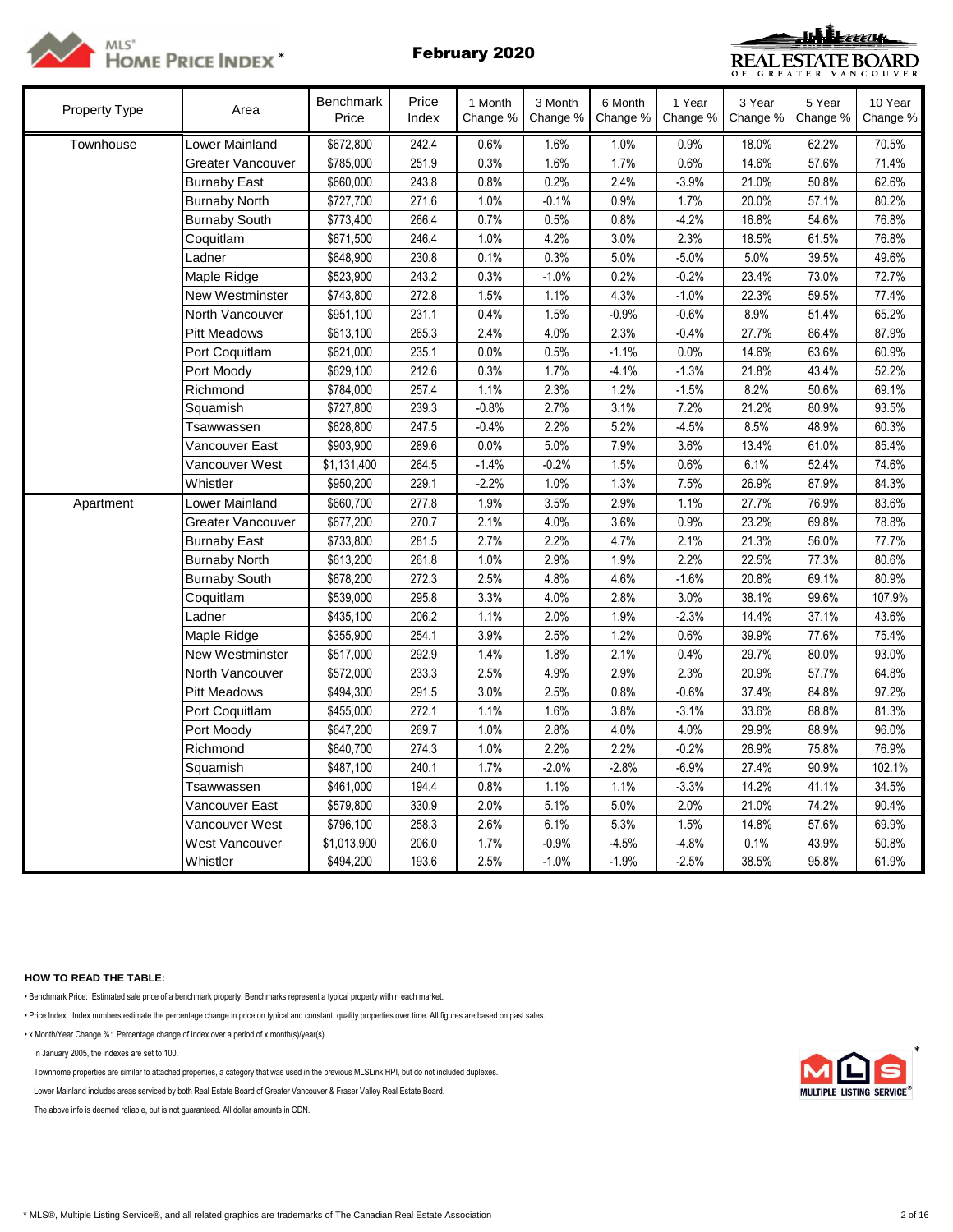# MLS® HOME PRICE INDEX *

## February 2020

REAL ESTATE BOARD OF GREATER VANCOUVER

| Property Type | Area | Benchmark Price | Price Index | 1 Month Change % | 3 Month Change % | 6 Month Change % | 1 Year Change % | 3 Year Change % | 5 Year Change % | 10 Year Change % |
|---|---|---|---|---|---|---|---|---|---|---|
| Townhouse | Lower Mainland | $672,800 | 242.4 | 0.6% | 1.6% | 1.0% | 0.9% | 18.0% | 62.2% | 70.5% |
| | Greater Vancouver | $785,000 | 251.9 | 0.3% | 1.6% | 1.7% | 0.6% | 14.6% | 57.6% | 71.4% |
| | Burnaby East | $660,000 | 243.8 | 0.8% | 0.2% | 2.4% | -3.9% | 21.0% | 50.8% | 62.6% |
| | Burnaby North | $727,700 | 271.6 | 1.0% | -0.1% | 0.9% | 1.7% | 20.0% | 57.1% | 80.2% |
| | Burnaby South | $773,400 | 266.4 | 0.7% | 0.5% | 0.8% | -4.2% | 16.8% | 54.6% | 76.8% |
| | Coquitlam | $671,500 | 246.4 | 1.0% | 4.2% | 3.0% | 2.3% | 18.5% | 61.5% | 76.8% |
| | Ladner | $648,900 | 230.8 | 0.1% | 0.3% | 5.0% | -5.0% | 5.0% | 39.5% | 49.6% |
| | Maple Ridge | $523,900 | 243.2 | 0.3% | -1.0% | 0.2% | -0.2% | 23.4% | 73.0% | 72.7% |
| | New Westminster | $743,800 | 272.8 | 1.5% | 1.1% | 4.3% | -1.0% | 22.3% | 59.5% | 77.4% |
| | North Vancouver | $951,100 | 231.1 | 0.4% | 1.5% | -0.9% | -0.6% | 8.9% | 51.4% | 65.2% |
| | Pitt Meadows | $613,100 | 265.3 | 2.4% | 4.0% | 2.3% | -0.4% | 27.7% | 86.4% | 87.9% |
| | Port Coquitlam | $621,000 | 235.1 | 0.0% | 0.5% | -1.1% | 0.0% | 14.6% | 63.6% | 60.9% |
| | Port Moody | $629,100 | 212.6 | 0.3% | 1.7% | -4.1% | -1.3% | 21.8% | 43.4% | 52.2% |
| | Richmond | $784,000 | 257.4 | 1.1% | 2.3% | 1.2% | -1.5% | 8.2% | 50.6% | 69.1% |
| | Squamish | $727,800 | 239.3 | -0.8% | 2.7% | 3.1% | 7.2% | 21.2% | 80.9% | 93.5% |
| | Tsawwassen | $628,800 | 247.5 | -0.4% | 2.2% | 5.2% | -4.5% | 8.5% | 48.9% | 60.3% |
| | Vancouver East | $903,900 | 289.6 | 0.0% | 5.0% | 7.9% | 3.6% | 13.4% | 61.0% | 85.4% |
| | Vancouver West | $1,131,400 | 264.5 | -1.4% | -0.2% | 1.5% | 0.6% | 6.1% | 52.4% | 74.6% |
| | Whistler | $950,200 | 229.1 | -2.2% | 1.0% | 1.3% | 7.5% | 26.9% | 87.9% | 84.3% |
| Apartment | Lower Mainland | $660,700 | 277.8 | 1.9% | 3.5% | 2.9% | 1.1% | 27.7% | 76.9% | 83.6% |
| | Greater Vancouver | $677,200 | 270.7 | 2.1% | 4.0% | 3.6% | 0.9% | 23.2% | 69.8% | 78.8% |
| | Burnaby East | $733,800 | 281.5 | 2.7% | 2.2% | 4.7% | 2.1% | 21.3% | 56.0% | 77.7% |
| | Burnaby North | $613,200 | 261.8 | 1.0% | 2.9% | 1.9% | 2.2% | 22.5% | 77.3% | 80.6% |
| | Burnaby South | $678,200 | 272.3 | 2.5% | 4.8% | 4.6% | -1.6% | 20.8% | 69.1% | 80.9% |
| | Coquitlam | $539,000 | 295.8 | 3.3% | 4.0% | 2.8% | 3.0% | 38.1% | 99.6% | 107.9% |
| | Ladner | $435,100 | 206.2 | 1.1% | 2.0% | 1.9% | -2.3% | 14.4% | 37.1% | 43.6% |
| | Maple Ridge | $355,900 | 254.1 | 3.9% | 2.5% | 1.2% | 0.6% | 39.9% | 77.6% | 75.4% |
| | New Westminster | $517,000 | 292.9 | 1.4% | 1.8% | 2.1% | 0.4% | 29.7% | 80.0% | 93.0% |
| | North Vancouver | $572,000 | 233.3 | 2.5% | 4.9% | 2.9% | 2.3% | 20.9% | 57.7% | 64.8% |
| | Pitt Meadows | $494,300 | 291.5 | 3.0% | 2.5% | 0.8% | -0.6% | 37.4% | 84.8% | 97.2% |
| | Port Coquitlam | $455,000 | 272.1 | 1.1% | 1.6% | 3.8% | -3.1% | 33.6% | 88.8% | 81.3% |
| | Port Moody | $647,200 | 269.7 | 1.0% | 2.8% | 4.0% | 4.0% | 29.9% | 88.9% | 96.0% |
| | Richmond | $640,700 | 274.3 | 1.0% | 2.2% | 2.2% | -0.2% | 26.9% | 75.8% | 76.9% |
| | Squamish | $487,100 | 240.1 | 1.7% | -2.0% | -2.8% | -6.9% | 27.4% | 90.9% | 102.1% |
| | Tsawwassen | $461,000 | 194.4 | 0.8% | 1.1% | 1.1% | -3.3% | 14.2% | 41.1% | 34.5% |
| | Vancouver East | $579,800 | 330.9 | 2.0% | 5.1% | 5.0% | 2.0% | 21.0% | 74.2% | 90.4% |
| | Vancouver West | $796,100 | 258.3 | 2.6% | 6.1% | 5.3% | 1.5% | 14.8% | 57.6% | 69.9% |
| | West Vancouver | $1,013,900 | 206.0 | 1.7% | -0.9% | -4.5% | -4.8% | 0.1% | 43.9% | 50.8% |
| | Whistler | $494,200 | 193.6 | 2.5% | -1.0% | -1.9% | -2.5% | 38.5% | 95.8% | 61.9% |

**HOW TO READ THE TABLE:**

- Benchmark Price: Estimated sale price of a benchmark property. Benchmarks represent a typical property within each market.
- Price Index: Index numbers estimate the percentage change in price on typical and constant quality properties over time. All figures are based on past sales.
- x Month/Year Change %: Percentage change of index over a period of x month(s)/year(s)

In January 2005, the indexes are set to 100.

Townhome properties are similar to attached properties, a category that was used in the previous MLSLink HPI, but do not included duplexes.

Lower Mainland includes areas serviced by both Real Estate Board of Greater Vancouver & Fraser Valley Real Estate Board.

The above info is deemed reliable, but is not guaranteed. All dollar amounts in CDN.

MLS MULTIPLE LISTING SERVICE®

* MLS®, Multiple Listing Service®, and all related graphics are trademarks of The Canadian Real Estate Association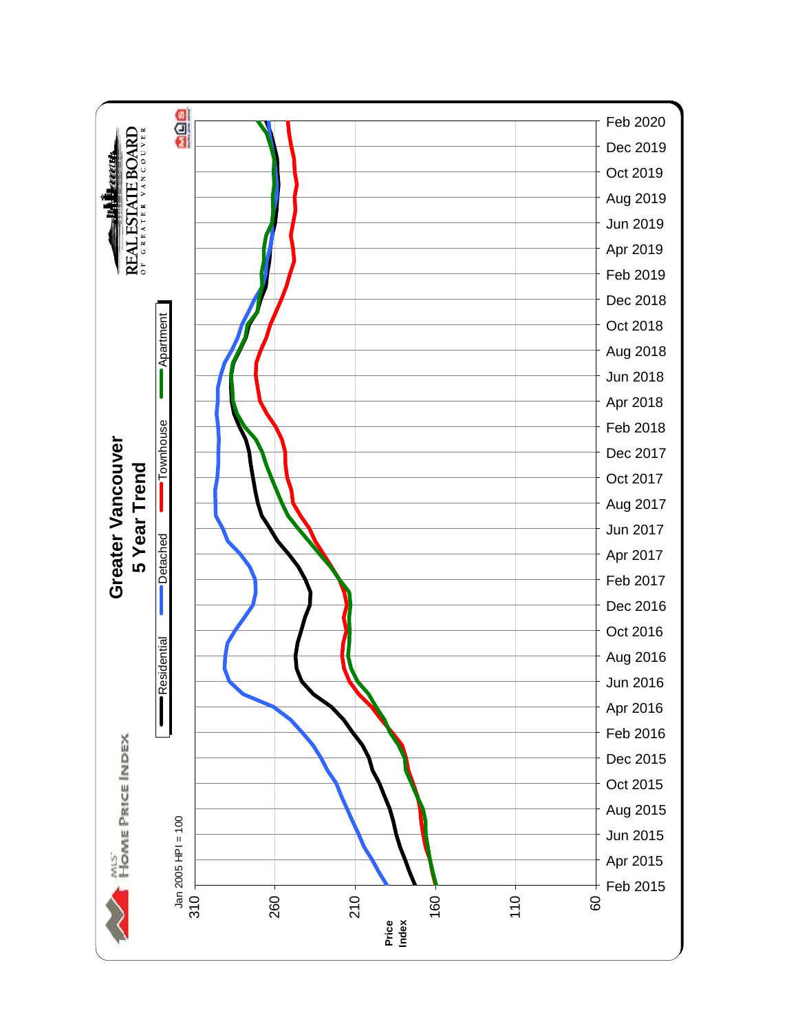# Greater Vancouver

## 5 Year Trend

MLS® HOME PRICE INDEX

REAL ESTATE BOARD OF GREATER VANCOUVER

Residential | Detached | Townhouse | Apartment

Jan 2005 HPI = 100

Price Index

310, 260, 210, 160, 110, 60

Feb 2015, Apr 2015, Jun 2015, Aug 2015, Oct 2015, Dec 2015, Feb 2016, Apr 2016, Jun 2016, Aug 2016, Oct 2016, Dec 2016, Feb 2017, Apr 2017, Jun 2017, Aug 2017, Oct 2017, Dec 2017, Feb 2018, Apr 2018, Jun 2018, Aug 2018, Oct 2018, Dec 2018, Feb 2019, Apr 2019, Jun 2019, Aug 2019, Oct 2019, Dec 2019, Feb 2020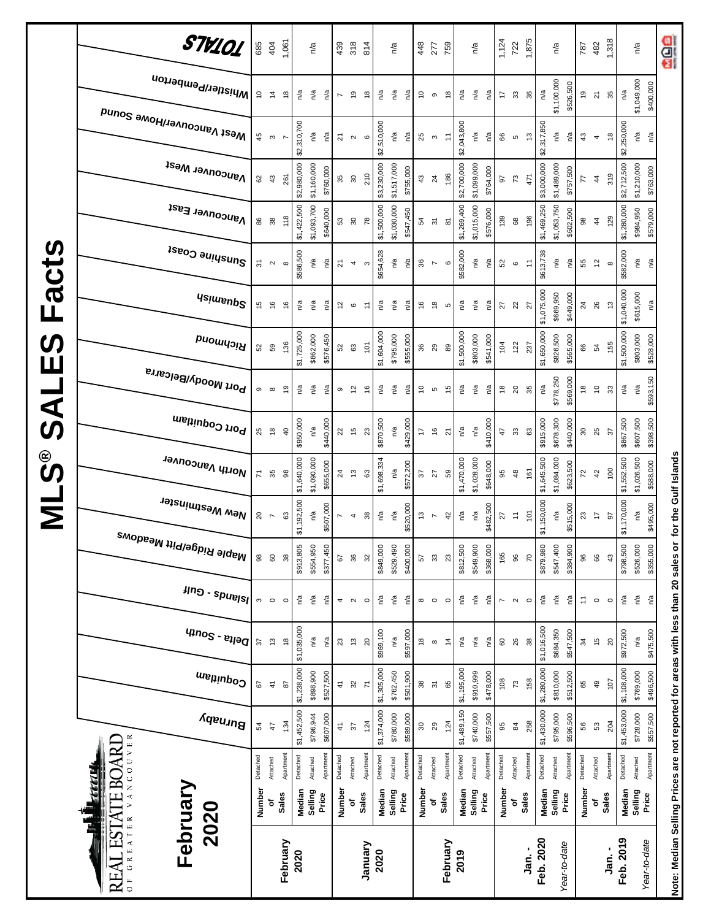# MLS® SALES Facts

**REAL ESTATE BOARD OF GREATER VANCOUVER**

## February 2020

| | | | Burnaby | Coquitlam | Delta - South | Islands - Gulf | Maple Ridge/Pitt Meadows | New Westminster | North Vancouver | Port Coquitlam | Port Moody/Belcarra | Richmond | Squamish | Sunshine Coast | Vancouver East | Vancouver West | West Vancouver/Howe Sound | Whistler/Pemberton | TOTALS |
|---|---|---|---|---|---|---|---|---|---|---|---|---|---|---|---|---|---|---|---|
| **February 2020** | **Number of Sales** | Detached | 54 | 67 | 37 | 3 | 98 | 20 | 71 | 25 | 9 | 52 | 15 | 31 | 86 | 62 | 45 | 10 | 685 |
| | | Attached | 47 | 41 | 13 | 0 | 60 | 7 | 35 | 18 | 8 | 59 | 16 | 2 | 38 | 43 | 3 | 14 | 404 |
| | | Apartment | 134 | 87 | 18 | 0 | 38 | 63 | 98 | 40 | 19 | 136 | 16 | 8 | 118 | 261 | 7 | 18 | 1,061 |
| | **Median Selling Price** | Detached | $1,452,500 | $1,238,000 | $1,035,000 | n/a | $913,805 | $1,192,500 | $1,640,000 | $950,000 | n/a | $1,725,000 | n/a | $586,500 | $1,422,500 | $2,980,000 | $2,310,700 | n/a | n/a |
| | | Attached | $796,944 | $898,900 | n/a | n/a | $554,950 | n/a | $1,090,000 | n/a | n/a | $862,000 | n/a | n/a | $1,093,700 | $1,160,000 | n/a | n/a | |
| | | Apartment | $607,000 | $527,500 | n/a | n/a | $377,450 | $507,000 | $655,000 | $440,000 | n/a | $576,450 | n/a | n/a | $640,000 | $760,000 | n/a | n/a | |
| **January 2020** | **Number of Sales** | Detached | 41 | 41 | 23 | 4 | 67 | 7 | 24 | 22 | 9 | 52 | 12 | 21 | 53 | 35 | 21 | 7 | 439 |
| | | Attached | 37 | 32 | 13 | 2 | 36 | 4 | 13 | 15 | 12 | 63 | 6 | 4 | 30 | 30 | 2 | 19 | 318 |
| | | Apartment | 124 | 71 | 20 | 0 | 32 | 38 | 63 | 23 | 16 | 101 | 11 | 3 | 78 | 210 | 6 | 18 | 814 |
| | **Median Selling Price** | Detached | $1,374,000 | $1,305,000 | $969,100 | n/a | $849,000 | n/a | $1,698,334 | $870,500 | n/a | $1,604,000 | n/a | $654,628 | $1,500,000 | $3,230,000 | $2,510,000 | n/a | n/a |
| | | Attached | $780,000 | $762,450 | n/a | n/a | $529,490 | n/a | n/a | n/a | n/a | $795,000 | n/a | n/a | $1,030,000 | $1,517,000 | n/a | n/a | |
| | | Apartment | $589,000 | $501,900 | $597,000 | n/a | $400,000 | $520,000 | $572,200 | $429,000 | n/a | $555,000 | n/a | n/a | $547,450 | $755,000 | n/a | n/a | |
| **February 2019** | **Number of Sales** | Detached | 30 | 38 | 18 | 8 | 57 | 13 | 37 | 17 | 10 | 36 | 16 | 36 | 54 | 43 | 25 | 10 | 448 |
| | | Attached | 29 | 31 | 8 | 0 | 33 | 7 | 27 | 16 | 5 | 29 | 18 | 7 | 31 | 24 | 3 | 9 | 277 |
| | | Apartment | 124 | 65 | 14 | 0 | 23 | 42 | 59 | 21 | 15 | 89 | 5 | 6 | 81 | 186 | 11 | 18 | 759 |
| | **Median Selling Price** | Detached | $1,489,150 | $1,195,000 | n/a | n/a | $812,500 | n/a | $1,470,000 | n/a | n/a | $1,500,000 | n/a | $582,000 | $1,269,400 | $2,700,000 | $2,043,800 | n/a | n/a |
| | | Attached | $740,000 | $910,999 | n/a | n/a | $549,900 | n/a | $1,028,000 | n/a | n/a | $803,000 | n/a | n/a | $1,015,000 | $1,099,000 | n/a | n/a | |
| | | Apartment | $557,500 | $478,000 | n/a | n/a | $368,000 | $482,500 | $648,000 | $410,000 | n/a | $541,000 | n/a | n/a | $576,000 | $764,000 | n/a | n/a | |
| **Jan. - Feb. 2020** | **Number of Sales** | Detached | 95 | 108 | 60 | 7 | 165 | 27 | 95 | 47 | 18 | 104 | 27 | 52 | 139 | 97 | 66 | 17 | 1,124 |
| | | Attached | 84 | 73 | 26 | 2 | 96 | 11 | 48 | 33 | 20 | 122 | 22 | 6 | 68 | 73 | 5 | 33 | 722 |
| | | Apartment | 258 | 158 | 38 | 0 | 70 | 101 | 161 | 63 | 35 | 237 | 27 | 11 | 196 | 471 | 13 | 36 | 1,875 |
| *Year-to-date* | **Median Selling Price** | Detached | $1,430,000 | $1,280,000 | $1,016,500 | n/a | $879,980 | $1,150,000 | $1,645,500 | $915,000 | n/a | $1,650,000 | $1,075,000 | $613,738 | $1,469,250 | $3,000,000 | $2,317,850 | n/a | n/a |
| | | Attached | $795,000 | $810,000 | $684,350 | n/a | $547,400 | n/a | $1,084,000 | $678,300 | $778,250 | $826,500 | $669,950 | n/a | $1,053,750 | $1,489,000 | n/a | $1,100,000 | |
| | | Apartment | $596,500 | $512,500 | $547,500 | n/a | $384,900 | $515,000 | $623,500 | $440,000 | $569,000 | $565,000 | $449,000 | n/a | $602,500 | $757,500 | n/a | $526,500 | |
| **Jan. - Feb. 2019** | **Number of Sales** | Detached | 56 | 65 | 34 | 11 | 96 | 23 | 72 | 30 | 18 | 66 | 24 | 55 | 98 | 77 | 43 | 19 | 787 |
| | | Attached | 53 | 49 | 15 | 0 | 66 | 17 | 42 | 25 | 10 | 54 | 26 | 12 | 44 | 44 | 4 | 21 | 482 |
| | | Apartment | 204 | 107 | 20 | 0 | 43 | 97 | 100 | 37 | 33 | 155 | 13 | 8 | 129 | 319 | 18 | 35 | 1,318 |
| *Year-to-date* | **Median Selling Price** | Detached | $1,453,000 | $1,108,000 | $972,500 | n/a | $798,500 | $1,170,000 | $1,552,500 | $867,500 | n/a | $1,500,000 | $1,040,000 | $582,000 | $1,280,000 | $2,712,500 | $2,250,000 | n/a | n/a |
| | | Attached | $728,000 | $769,000 | n/a | n/a | $526,000 | n/a | $1,026,500 | $607,500 | n/a | $803,000 | $615,000 | n/a | $984,950 | $1,210,000 | n/a | $1,049,000 | |
| | | Apartment | $557,500 | $496,500 | $475,500 | n/a | $355,000 | $495,000 | $588,000 | $398,500 | $593,150 | $528,000 | n/a | n/a | $579,000 | $763,000 | n/a | $400,000 | |

**Note: Median Selling Prices are not reported for areas with less than 20 sales or for the Gulf Islands**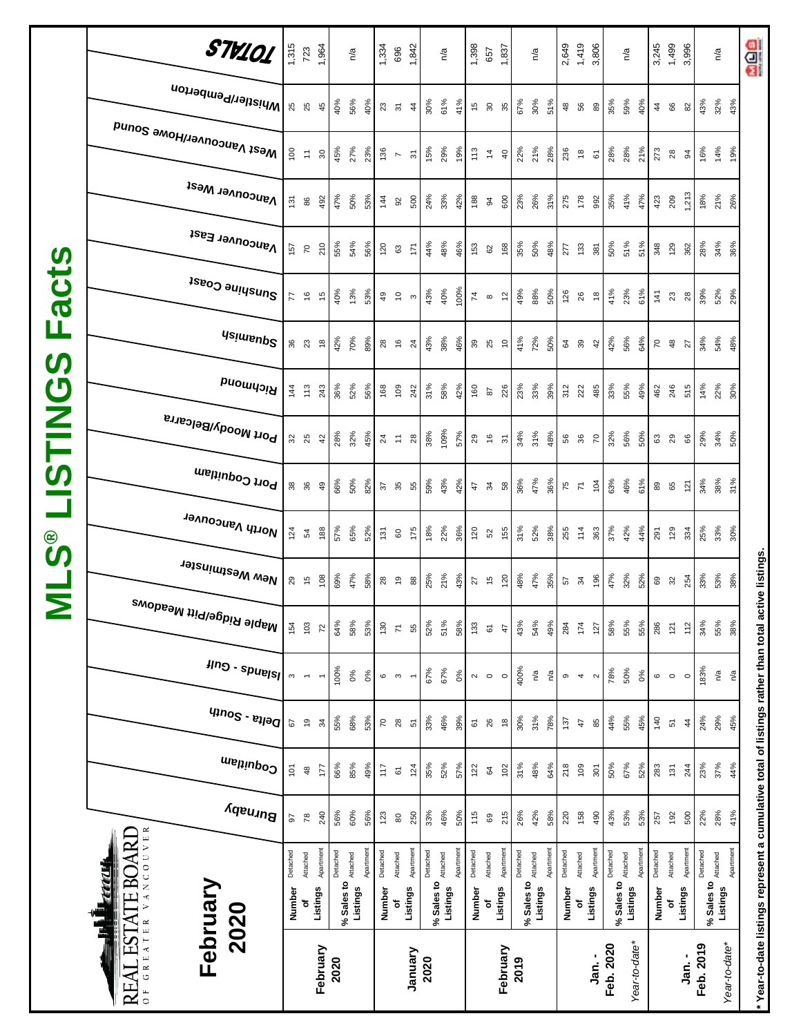# MLS® LISTINGS Facts

REAL ESTATE BOARD OF GREATER VANCOUVER

## February 2020

| | | | Burnaby | Coquitlam | Delta - South | Islands - Gulf | Maple Ridge/Pitt Meadows | New Westminster | North Vancouver | Port Coquitlam | Port Moody/Belcarra | Richmond | Squamish | Sunshine Coast | Vancouver East | Vancouver West | West Vancouver/Howe Sound | Whistler/Pemberton | TOTALS |
|---|---|---|---|---|---|---|---|---|---|---|---|---|---|---|---|---|---|---|---|
| February 2020 | Number of Listings | Detached | 97 | 101 | 67 | 3 | 154 | 29 | 124 | 38 | 32 | 144 | 36 | 77 | 157 | 131 | 100 | 25 | 1,315 |
| | | Attached | 78 | 48 | 19 | 1 | 103 | 15 | 54 | 36 | 25 | 113 | 23 | 16 | 70 | 86 | 11 | 25 | 723 |
| | | Apartment | 240 | 177 | 34 | 1 | 72 | 108 | 188 | 49 | 42 | 243 | 18 | 15 | 210 | 492 | 30 | 45 | 1,964 |
| | % Sales to Listings | Detached | 56% | 66% | 55% | 100% | 64% | 69% | 57% | 66% | 28% | 36% | 42% | 40% | 55% | 47% | 45% | 40% | n/a |
| | | Attached | 60% | 85% | 68% | 0% | 58% | 47% | 65% | 50% | 32% | 52% | 70% | 13% | 54% | 50% | 27% | 56% | |
| | | Apartment | 56% | 49% | 53% | 0% | 53% | 58% | 52% | 82% | 45% | 56% | 89% | 53% | 56% | 53% | 23% | 40% | |
| January 2020 | Number of Listings | Detached | 123 | 117 | 70 | 6 | 130 | 28 | 131 | 37 | 24 | 168 | 28 | 49 | 120 | 144 | 136 | 23 | 1,334 |
| | | Attached | 80 | 61 | 28 | 3 | 71 | 19 | 60 | 35 | 11 | 109 | 16 | 10 | 63 | 92 | 7 | 31 | 696 |
| | | Apartment | 250 | 124 | 51 | 1 | 55 | 88 | 175 | 55 | 28 | 242 | 24 | 3 | 171 | 500 | 31 | 44 | 1,842 |
| | % Sales to Listings | Detached | 33% | 35% | 33% | 67% | 52% | 25% | 18% | 59% | 38% | 31% | 43% | 43% | 44% | 24% | 15% | 30% | n/a |
| | | Attached | 46% | 52% | 46% | 67% | 51% | 21% | 22% | 43% | 109% | 58% | 38% | 40% | 48% | 33% | 29% | 61% | |
| | | Apartment | 50% | 57% | 39% | 0% | 58% | 43% | 36% | 42% | 57% | 42% | 46% | 100% | 46% | 42% | 19% | 41% | |
| February 2019 | Number of Listings | Detached | 115 | 122 | 61 | 2 | 133 | 27 | 120 | 47 | 29 | 160 | 39 | 74 | 153 | 188 | 113 | 15 | 1,398 |
| | | Attached | 69 | 64 | 26 | 0 | 61 | 15 | 52 | 34 | 16 | 87 | 25 | 8 | 62 | 94 | 14 | 30 | 657 |
| | | Apartment | 215 | 102 | 18 | 0 | 47 | 120 | 155 | 58 | 31 | 226 | 10 | 12 | 168 | 600 | 40 | 35 | 1,837 |
| | % Sales to Listings | Detached | 26% | 31% | 30% | 400% | 43% | 48% | 31% | 36% | 34% | 23% | 41% | 49% | 35% | 23% | 22% | 67% | n/a |
| | | Attached | 42% | 48% | 31% | n/a | 54% | 47% | 52% | 47% | 31% | 33% | 72% | 88% | 50% | 26% | 21% | 30% | |
| | | Apartment | 58% | 64% | 78% | n/a | 49% | 35% | 38% | 36% | 48% | 39% | 50% | 50% | 48% | 31% | 28% | 51% | |
| Jan. - Feb. 2020 | Number of Listings | Detached | 220 | 218 | 137 | 9 | 284 | 57 | 255 | 75 | 56 | 312 | 64 | 126 | 277 | 275 | 236 | 48 | 2,649 |
| | | Attached | 158 | 109 | 47 | 4 | 174 | 34 | 114 | 71 | 36 | 222 | 39 | 26 | 133 | 178 | 18 | 56 | 1,419 |
| | | Apartment | 490 | 301 | 85 | 2 | 127 | 196 | 363 | 104 | 70 | 485 | 42 | 18 | 381 | 992 | 61 | 89 | 3,806 |
| Year-to-date* | % Sales to Listings | Detached | 43% | 50% | 44% | 78% | 58% | 47% | 37% | 63% | 32% | 33% | 42% | 41% | 50% | 35% | 28% | 35% | n/a |
| | | Attached | 53% | 67% | 55% | 50% | 55% | 32% | 42% | 46% | 56% | 55% | 56% | 23% | 51% | 41% | 28% | 59% | |
| | | Apartment | 53% | 52% | 45% | 0% | 55% | 52% | 44% | 61% | 50% | 49% | 64% | 61% | 51% | 47% | 21% | 40% | |
| Jan. - Feb. 2019 | Number of Listings | Detached | 257 | 283 | 140 | 6 | 286 | 69 | 291 | 89 | 63 | 462 | 70 | 141 | 348 | 423 | 273 | 44 | 3,245 |
| | | Attached | 192 | 131 | 51 | 0 | 121 | 32 | 129 | 65 | 29 | 246 | 48 | 23 | 129 | 209 | 28 | 66 | 1,499 |
| | | Apartment | 500 | 244 | 44 | 0 | 112 | 254 | 334 | 121 | 66 | 515 | 27 | 28 | 362 | 1,213 | 94 | 82 | 3,996 |
| Year-to-date* | % Sales to Listings | Detached | 22% | 23% | 24% | 183% | 34% | 33% | 25% | 34% | 29% | 14% | 34% | 39% | 28% | 18% | 16% | 43% | n/a |
| | | Attached | 28% | 37% | 29% | n/a | 55% | 53% | 33% | 38% | 34% | 22% | 54% | 52% | 34% | 21% | 14% | 32% | |
| | | Apartment | 41% | 44% | 45% | n/a | 38% | 38% | 30% | 31% | 50% | 30% | 48% | 29% | 36% | 26% | 19% | 43% | |

\* Year-to-date listings represent a cumulative total of listings rather than total active listings.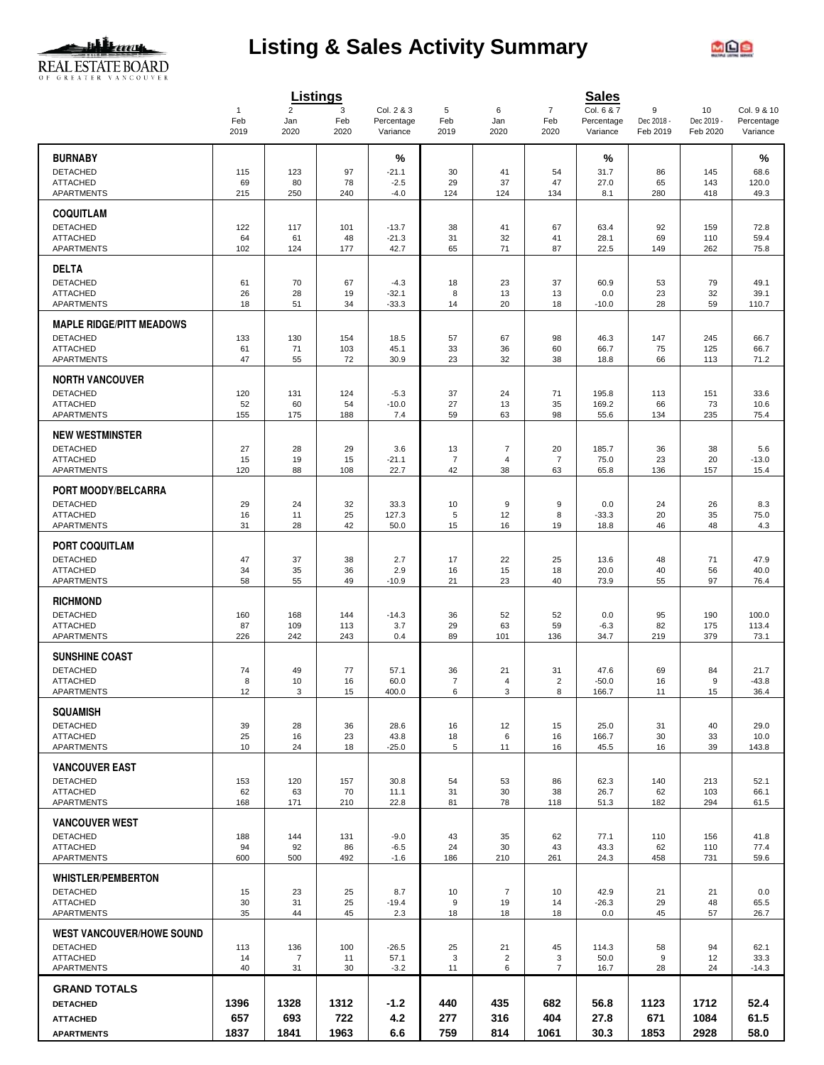# Listing & Sales Activity Summary

REAL ESTATE BOARD OF GREATER VANCOUVER

| | Listings | | | | Sales | | | | | | |
|---|---|---|---|---|---|---|---|---|---|---|---|
| | 1<br>Feb<br>2019 | 2<br>Jan<br>2020 | 3<br>Feb<br>2020 | Col. 2 & 3<br>Percentage<br>Variance | 5<br>Feb<br>2019 | 6<br>Jan<br>2020 | 7<br>Feb<br>2020 | Col. 6 & 7<br>Percentage<br>Variance | 9<br>Dec 2018 -<br>Feb 2019 | 10<br>Dec 2019 -<br>Feb 2020 | Col. 9 & 10<br>Percentage<br>Variance |
| **BURNABY** | | | | % | | | | % | | | % |
| DETACHED | 115 | 123 | 97 | -21.1 | 30 | 41 | 54 | 31.7 | 86 | 145 | 68.6 |
| ATTACHED | 69 | 80 | 78 | -2.5 | 29 | 37 | 47 | 27.0 | 65 | 143 | 120.0 |
| APARTMENTS | 215 | 250 | 240 | -4.0 | 124 | 124 | 134 | 8.1 | 280 | 418 | 49.3 |
| **COQUITLAM** | | | | | | | | | | | |
| DETACHED | 122 | 117 | 101 | -13.7 | 38 | 41 | 67 | 63.4 | 92 | 159 | 72.8 |
| ATTACHED | 64 | 61 | 48 | -21.3 | 31 | 32 | 41 | 28.1 | 69 | 110 | 59.4 |
| APARTMENTS | 102 | 124 | 177 | 42.7 | 65 | 71 | 87 | 22.5 | 149 | 262 | 75.8 |
| **DELTA** | | | | | | | | | | | |
| DETACHED | 61 | 70 | 67 | -4.3 | 18 | 23 | 37 | 60.9 | 53 | 79 | 49.1 |
| ATTACHED | 26 | 28 | 19 | -32.1 | 8 | 13 | 13 | 0.0 | 23 | 32 | 39.1 |
| APARTMENTS | 18 | 51 | 34 | -33.3 | 14 | 20 | 18 | -10.0 | 28 | 59 | 110.7 |
| **MAPLE RIDGE/PITT MEADOWS** | | | | | | | | | | | |
| DETACHED | 133 | 130 | 154 | 18.5 | 57 | 67 | 98 | 46.3 | 147 | 245 | 66.7 |
| ATTACHED | 61 | 71 | 103 | 45.1 | 33 | 36 | 60 | 66.7 | 75 | 125 | 66.7 |
| APARTMENTS | 47 | 55 | 72 | 30.9 | 23 | 32 | 38 | 18.8 | 66 | 113 | 71.2 |
| **NORTH VANCOUVER** | | | | | | | | | | | |
| DETACHED | 120 | 131 | 124 | -5.3 | 37 | 24 | 71 | 195.8 | 113 | 151 | 33.6 |
| ATTACHED | 52 | 60 | 54 | -10.0 | 27 | 13 | 35 | 169.2 | 66 | 73 | 10.6 |
| APARTMENTS | 155 | 175 | 188 | 7.4 | 59 | 63 | 98 | 55.6 | 134 | 235 | 75.4 |
| **NEW WESTMINSTER** | | | | | | | | | | | |
| DETACHED | 27 | 28 | 29 | 3.6 | 13 | 7 | 20 | 185.7 | 36 | 38 | 5.6 |
| ATTACHED | 15 | 19 | 15 | -21.1 | 7 | 4 | 7 | 75.0 | 23 | 20 | -13.0 |
| APARTMENTS | 120 | 88 | 108 | 22.7 | 42 | 38 | 63 | 65.8 | 136 | 157 | 15.4 |
| **PORT MOODY/BELCARRA** | | | | | | | | | | | |
| DETACHED | 29 | 24 | 32 | 33.3 | 10 | 9 | 9 | 0.0 | 24 | 26 | 8.3 |
| ATTACHED | 16 | 11 | 25 | 127.3 | 5 | 12 | 8 | -33.3 | 20 | 35 | 75.0 |
| APARTMENTS | 31 | 28 | 42 | 50.0 | 15 | 16 | 19 | 18.8 | 46 | 48 | 4.3 |
| **PORT COQUITLAM** | | | | | | | | | | | |
| DETACHED | 47 | 37 | 38 | 2.7 | 17 | 22 | 25 | 13.6 | 48 | 71 | 47.9 |
| ATTACHED | 34 | 35 | 36 | 2.9 | 16 | 15 | 18 | 20.0 | 40 | 56 | 40.0 |
| APARTMENTS | 58 | 55 | 49 | -10.9 | 21 | 23 | 40 | 73.9 | 55 | 97 | 76.4 |
| **RICHMOND** | | | | | | | | | | | |
| DETACHED | 160 | 168 | 144 | -14.3 | 36 | 52 | 52 | 0.0 | 95 | 190 | 100.0 |
| ATTACHED | 87 | 109 | 113 | 3.7 | 29 | 63 | 59 | -6.3 | 82 | 175 | 113.4 |
| APARTMENTS | 226 | 242 | 243 | 0.4 | 89 | 101 | 136 | 34.7 | 219 | 379 | 73.1 |
| **SUNSHINE COAST** | | | | | | | | | | | |
| DETACHED | 74 | 49 | 77 | 57.1 | 36 | 21 | 31 | 47.6 | 69 | 84 | 21.7 |
| ATTACHED | 8 | 10 | 16 | 60.0 | 7 | 4 | 2 | -50.0 | 16 | 9 | -43.8 |
| APARTMENTS | 12 | 3 | 15 | 400.0 | 6 | 3 | 8 | 166.7 | 11 | 15 | 36.4 |
| **SQUAMISH** | | | | | | | | | | | |
| DETACHED | 39 | 28 | 36 | 28.6 | 16 | 12 | 15 | 25.0 | 31 | 40 | 29.0 |
| ATTACHED | 25 | 16 | 23 | 43.8 | 18 | 6 | 16 | 166.7 | 30 | 33 | 10.0 |
| APARTMENTS | 10 | 24 | 18 | -25.0 | 5 | 11 | 16 | 45.5 | 16 | 39 | 143.8 |
| **VANCOUVER EAST** | | | | | | | | | | | |
| DETACHED | 153 | 120 | 157 | 30.8 | 54 | 53 | 86 | 62.3 | 140 | 213 | 52.1 |
| ATTACHED | 62 | 63 | 70 | 11.1 | 31 | 30 | 38 | 26.7 | 62 | 103 | 66.1 |
| APARTMENTS | 168 | 171 | 210 | 22.8 | 81 | 78 | 118 | 51.3 | 182 | 294 | 61.5 |
| **VANCOUVER WEST** | | | | | | | | | | | |
| DETACHED | 188 | 144 | 131 | -9.0 | 43 | 35 | 62 | 77.1 | 110 | 156 | 41.8 |
| ATTACHED | 94 | 92 | 86 | -6.5 | 24 | 30 | 43 | 43.3 | 62 | 110 | 77.4 |
| APARTMENTS | 600 | 500 | 492 | -1.6 | 186 | 210 | 261 | 24.3 | 458 | 731 | 59.6 |
| **WHISTLER/PEMBERTON** | | | | | | | | | | | |
| DETACHED | 15 | 23 | 25 | 8.7 | 10 | 7 | 10 | 42.9 | 21 | 21 | 0.0 |
| ATTACHED | 30 | 31 | 25 | -19.4 | 9 | 19 | 14 | -26.3 | 29 | 48 | 65.5 |
| APARTMENTS | 35 | 44 | 45 | 2.3 | 18 | 18 | 18 | 0.0 | 45 | 57 | 26.7 |
| **WEST VANCOUVER/HOWE SOUND** | | | | | | | | | | | |
| DETACHED | 113 | 136 | 100 | -26.5 | 25 | 21 | 45 | 114.3 | 58 | 94 | 62.1 |
| ATTACHED | 14 | 7 | 11 | 57.1 | 3 | 2 | 3 | 50.0 | 9 | 12 | 33.3 |
| APARTMENTS | 40 | 31 | 30 | -3.2 | 11 | 6 | 7 | 16.7 | 28 | 24 | -14.3 |
| **GRAND TOTALS** | | | | | | | | | | | |
| **DETACHED** | **1396** | **1328** | **1312** | **-1.2** | **440** | **435** | **682** | **56.8** | **1123** | **1712** | **52.4** |
| **ATTACHED** | **657** | **693** | **722** | **4.2** | **277** | **316** | **404** | **27.8** | **671** | **1084** | **61.5** |
| **APARTMENTS** | **1837** | **1841** | **1963** | **6.6** | **759** | **814** | **1061** | **30.3** | **1853** | **2928** | **58.0** |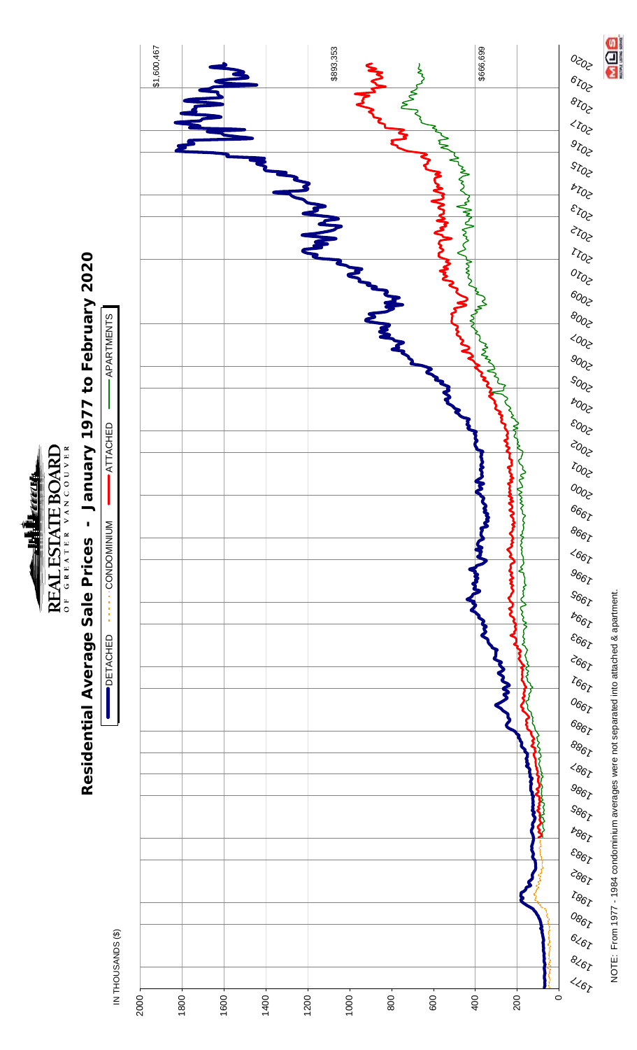# Residential Average Sale Prices - January 1977 to February 2020

REAL ESTATE BOARD OF GREATER VANCOUVER

DETACHED
CONDOMINIUM
ATTACHED
APARTMENTS

IN THOUSANDS ($)

2000
1800
1600
1400
1200
1000
800
600
400
200
0

$1,600,467
$893,353
$666,699

1977 1978 1979 1980 1981 1982 1983 1984 1985 1986 1987 1988 1989 1990 1991 1992 1993 1994 1995 1996 1997 1998 1999 2000 2001 2002 2003 2004 2005 2006 2007 2008 2009 2010 2011 2012 2013 2014 2015 2016 2017 2018 2019 2020

NOTE: From 1977 - 1984 condominium averages were not separated into attached & apartment.

MLS MULTIPLE LISTING SERVICE